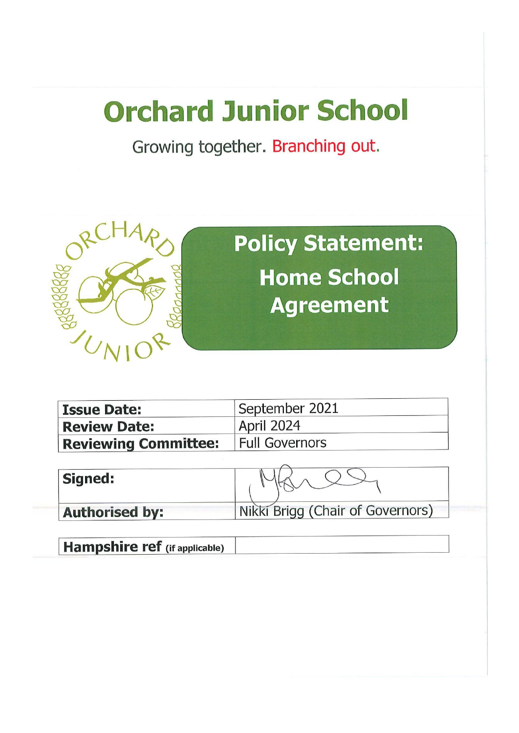# Orchard Junior School

Growing together. Branching out.

ORCHARD JUNIOR

## Policy Statement: Home School Agreement

| **Issue Date:** | September 2021 |
|---|---|
| **Review Date:** | April 2024 |
| **Reviewing Committee:** | Full Governors |

| **Signed:** | |
|---|---|
| **Authorised by:** | Nikki Brigg (Chair of Governors) |

| **Hampshire ref** (if applicable) | |
|---|---|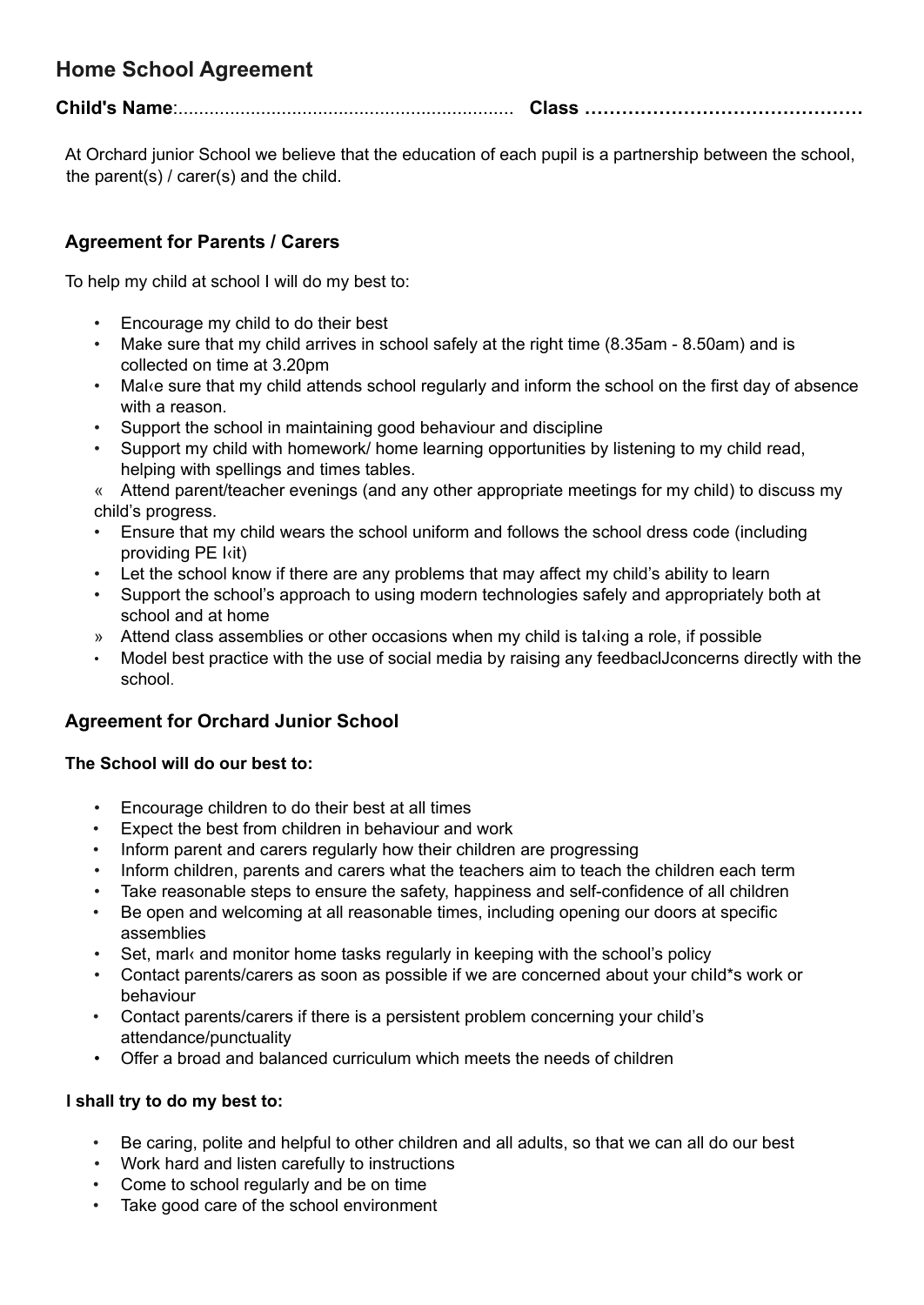# Home School Agreement

**Child's Name**:................................................................ **Class ………………………………………**

At Orchard junior School we believe that the education of each pupil is a partnership between the school, the parent(s) / carer(s) and the child.

## Agreement for Parents / Carers

To help my child at school I will do my best to:

- Encourage my child to do their best
- Make sure that my child arrives in school safely at the right time (8.35am - 8.50am) and is collected on time at 3.20pm
- Mal‹e sure that my child attends school regularly and inform the school on the first day of absence with a reason.
- Support the school in maintaining good behaviour and discipline
- Support my child with homework/ home learning opportunities by listening to my child read, helping with spellings and times tables.
- Attend parent/teacher evenings (and any other appropriate meetings for my child) to discuss my child's progress.
- Ensure that my child wears the school uniform and follows the school dress code (including providing PE I‹it)
- Let the school know if there are any problems that may affect my child's ability to learn
- Support the school's approach to using modern technologies safely and appropriately both at school and at home
- Attend class assemblies or other occasions when my child is tal‹ing a role, if possible
- Model best practice with the use of social media by raising any feedbaclJconcerns directly with the school.

## Agreement for Orchard Junior School

**The School will do our best to:**

- Encourage children to do their best at all times
- Expect the best from children in behaviour and work
- Inform parent and carers regularly how their children are progressing
- Inform children, parents and carers what the teachers aim to teach the children each term
- Take reasonable steps to ensure the safety, happiness and self-confidence of all children
- Be open and welcoming at all reasonable times, including opening our doors at specific assemblies
- Set, marl‹ and monitor home tasks regularly in keeping with the school's policy
- Contact parents/carers as soon as possible if we are concerned about your chiId*s work or behaviour
- Contact parents/carers if there is a persistent problem concerning your child's attendance/punctuality
- Offer a broad and balanced curriculum which meets the needs of children

**I shall try to do my best to:**

- Be caring, polite and helpful to other children and all adults, so that we can all do our best
- Work hard and listen carefully to instructions
- Come to school regularly and be on time
- Take good care of the school environment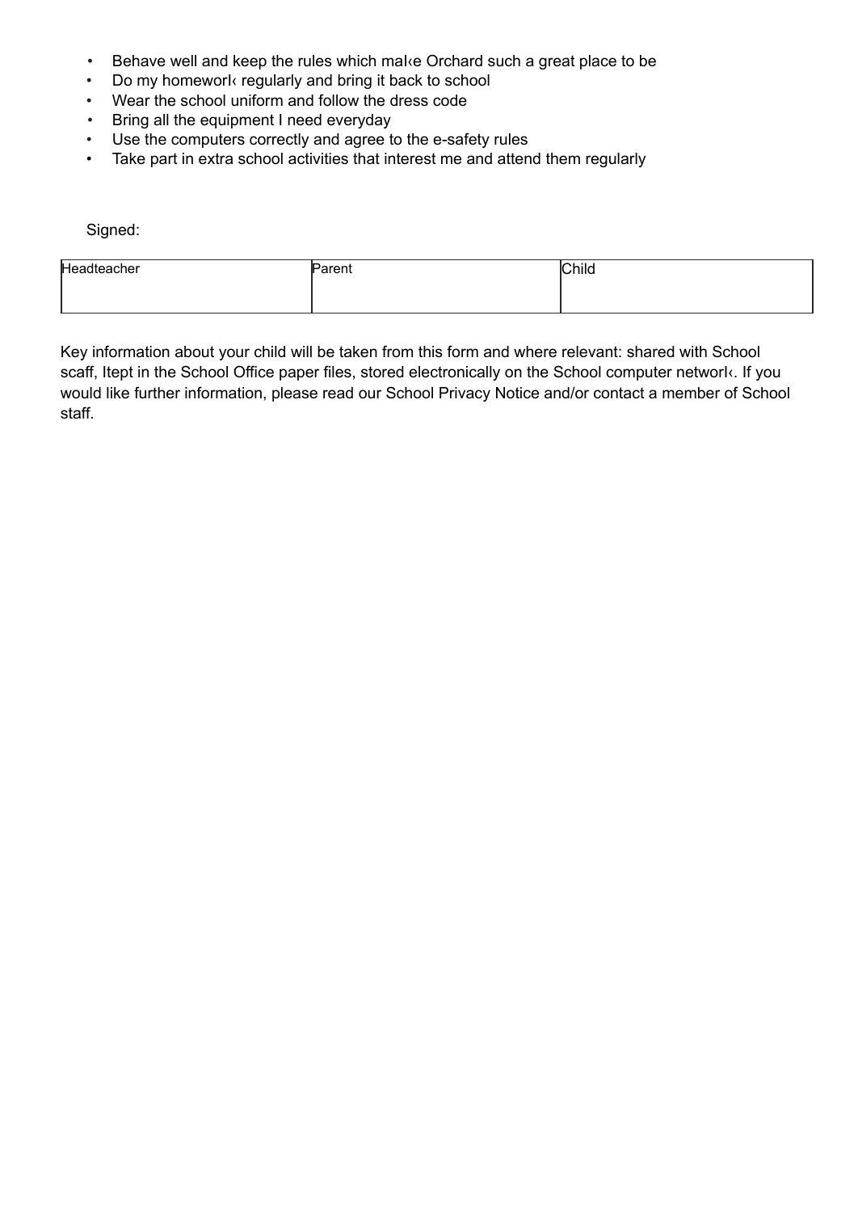- Behave well and keep the rules which mal‹e Orchard such a great place to be
- Do my homeworl‹ regularly and bring it back to school
- Wear the school uniform and follow the dress code
- Bring all the equipment I need everyday
- Use the computers correctly and agree to the e-safety rules
- Take part in extra school activities that interest me and attend them regularly

Signed:

| Headteacher | Parent | Child |
|---|---|---|
| | | |

Key information about your child will be taken from this form and where relevant: shared with School scaff, Itept in the School Office paper files, stored electronically on the School computer networl‹. If you would like further information, please read our School Privacy Notice and/or contact a member of School staff.